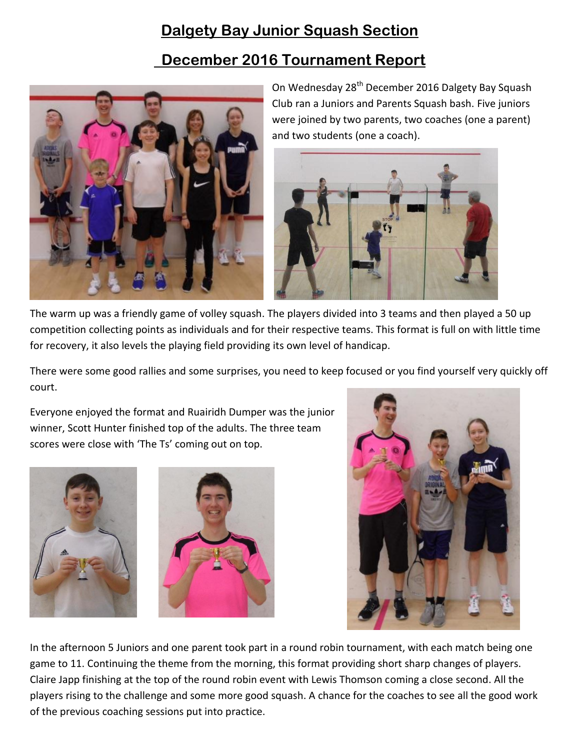# Dalgety Bay Junior Squash Section

## December 2016 Tournament Report

On Wednesday 28th December 2016 Dalgety Bay Squash Club ran a Juniors and Parents Squash bash. Five juniors were joined by two parents, two coaches (one a parent) and two students (one a coach).

The warm up was a friendly game of volley squash. The players divided into 3 teams and then played a 50 up competition collecting points as individuals and for their respective teams. This format is full on with little time for recovery, it also levels the playing field providing its own level of handicap.

There were some good rallies and some surprises, you need to keep focused or you find yourself very quickly off court.

Everyone enjoyed the format and Ruairidh Dumper was the junior winner, Scott Hunter finished top of the adults. The three team scores were close with 'The Ts' coming out on top.

In the afternoon 5 Juniors and one parent took part in a round robin tournament, with each match being one game to 11. Continuing the theme from the morning, this format providing short sharp changes of players. Claire Japp finishing at the top of the round robin event with Lewis Thomson coming a close second. All the players rising to the challenge and some more good squash. A chance for the coaches to see all the good work of the previous coaching sessions put into practice.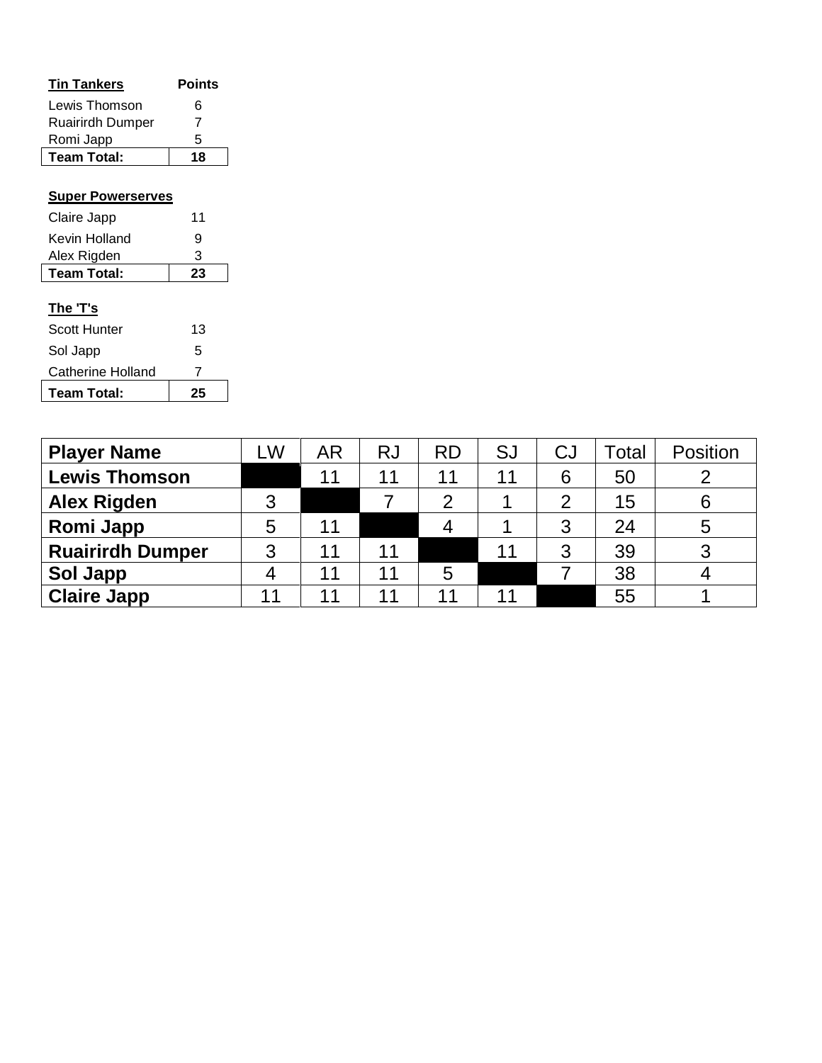| Tin Tankers | Points |
|---|---|
| Lewis Thomson | 6 |
| Ruairirdh Dumper | 7 |
| Romi Japp | 5 |
| **Team Total:** | **18** |

| Super Powerserves | |
|---|---|
| Claire Japp | 11 |
| Kevin Holland | 9 |
| Alex Rigden | 3 |
| **Team Total:** | **23** |

| The 'T's | |
|---|---|
| Scott Hunter | 13 |
| Sol Japp | 5 |
| Catherine Holland | 7 |
| **Team Total:** | **25** |

| Player Name | LW | AR | RJ | RD | SJ | CJ | Total | Position |
|---|---|---|---|---|---|---|---|---|
| **Lewis Thomson** | | 11 | 11 | 11 | 11 | 6 | 50 | 2 |
| **Alex Rigden** | 3 | | 7 | 2 | 1 | 2 | 15 | 6 |
| **Romi Japp** | 5 | 11 | | 4 | 1 | 3 | 24 | 5 |
| **Ruairirdh Dumper** | 3 | 11 | 11 | | 11 | 3 | 39 | 3 |
| **Sol Japp** | 4 | 11 | 11 | 5 | | 7 | 38 | 4 |
| **Claire Japp** | 11 | 11 | 11 | 11 | 11 | | 55 | 1 |